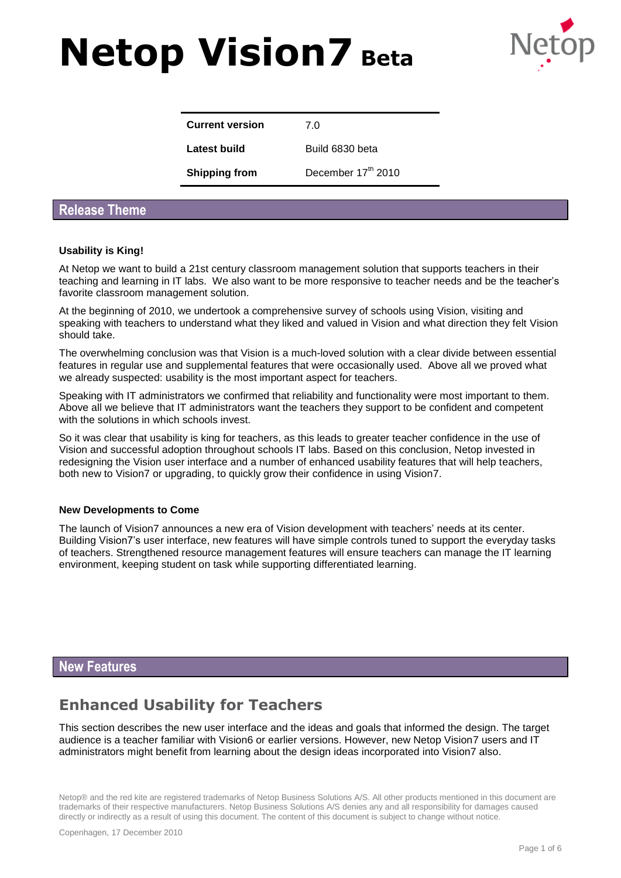# Netop Vision7 Beta

| Current version | 7.0 |
|---|---|
| Latest build | Build 6830 beta |
| Shipping from | December 17th 2010 |

## Release Theme

**Usability is King!**

At Netop we want to build a 21st century classroom management solution that supports teachers in their teaching and learning in IT labs. We also want to be more responsive to teacher needs and be the teacher's favorite classroom management solution.

At the beginning of 2010, we undertook a comprehensive survey of schools using Vision, visiting and speaking with teachers to understand what they liked and valued in Vision and what direction they felt Vision should take.

The overwhelming conclusion was that Vision is a much-loved solution with a clear divide between essential features in regular use and supplemental features that were occasionally used. Above all we proved what we already suspected: usability is the most important aspect for teachers.

Speaking with IT administrators we confirmed that reliability and functionality were most important to them. Above all we believe that IT administrators want the teachers they support to be confident and competent with the solutions in which schools invest.

So it was clear that usability is king for teachers, as this leads to greater teacher confidence in the use of Vision and successful adoption throughout schools IT labs. Based on this conclusion, Netop invested in redesigning the Vision user interface and a number of enhanced usability features that will help teachers, both new to Vision7 or upgrading, to quickly grow their confidence in using Vision7.

**New Developments to Come**

The launch of Vision7 announces a new era of Vision development with teachers' needs at its center. Building Vision7's user interface, new features will have simple controls tuned to support the everyday tasks of teachers. Strengthened resource management features will ensure teachers can manage the IT learning environment, keeping student on task while supporting differentiated learning.

## New Features

### Enhanced Usability for Teachers

This section describes the new user interface and the ideas and goals that informed the design. The target audience is a teacher familiar with Vision6 or earlier versions. However, new Netop Vision7 users and IT administrators might benefit from learning about the design ideas incorporated into Vision7 also.

Netop® and the red kite are registered trademarks of Netop Business Solutions A/S. All other products mentioned in this document are trademarks of their respective manufacturers. Netop Business Solutions A/S denies any and all responsibility for damages caused directly or indirectly as a result of using this document. The content of this document is subject to change without notice.

Copenhagen, 17 December 2010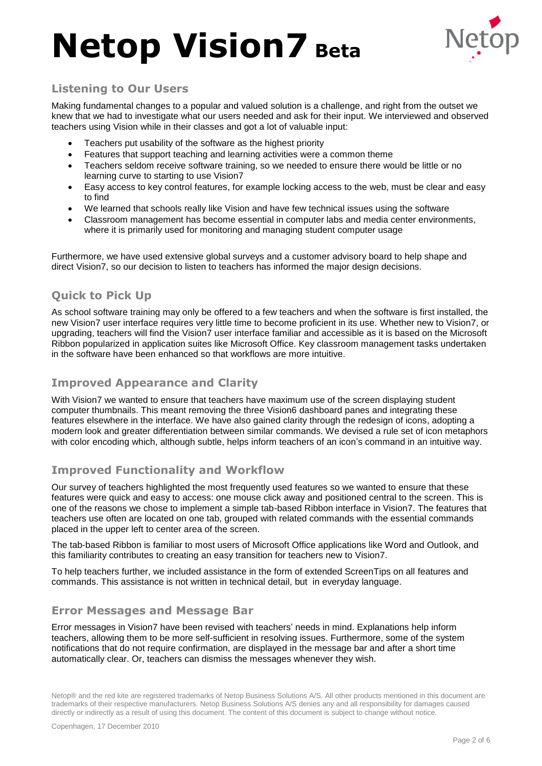# Netop Vision7 Beta

## Listening to Our Users

Making fundamental changes to a popular and valued solution is a challenge, and right from the outset we knew that we had to investigate what our users needed and ask for their input. We interviewed and observed teachers using Vision while in their classes and got a lot of valuable input:

- Teachers put usability of the software as the highest priority
- Features that support teaching and learning activities were a common theme
- Teachers seldom receive software training, so we needed to ensure there would be little or no learning curve to starting to use Vision7
- Easy access to key control features, for example locking access to the web, must be clear and easy to find
- We learned that schools really like Vision and have few technical issues using the software
- Classroom management has become essential in computer labs and media center environments, where it is primarily used for monitoring and managing student computer usage

Furthermore, we have used extensive global surveys and a customer advisory board to help shape and direct Vision7, so our decision to listen to teachers has informed the major design decisions.

## Quick to Pick Up

As school software training may only be offered to a few teachers and when the software is first installed, the new Vision7 user interface requires very little time to become proficient in its use. Whether new to Vision7, or upgrading, teachers will find the Vision7 user interface familiar and accessible as it is based on the Microsoft Ribbon popularized in application suites like Microsoft Office. Key classroom management tasks undertaken in the software have been enhanced so that workflows are more intuitive.

## Improved Appearance and Clarity

With Vision7 we wanted to ensure that teachers have maximum use of the screen displaying student computer thumbnails. This meant removing the three Vision6 dashboard panes and integrating these features elsewhere in the interface. We have also gained clarity through the redesign of icons, adopting a modern look and greater differentiation between similar commands. We devised a rule set of icon metaphors with color encoding which, although subtle, helps inform teachers of an icon's command in an intuitive way.

## Improved Functionality and Workflow

Our survey of teachers highlighted the most frequently used features so we wanted to ensure that these features were quick and easy to access: one mouse click away and positioned central to the screen. This is one of the reasons we chose to implement a simple tab-based Ribbon interface in Vision7. The features that teachers use often are located on one tab, grouped with related commands with the essential commands placed in the upper left to center area of the screen.

The tab-based Ribbon is familiar to most users of Microsoft Office applications like Word and Outlook, and this familiarity contributes to creating an easy transition for teachers new to Vision7.

To help teachers further, we included assistance in the form of extended ScreenTips on all features and commands. This assistance is not written in technical detail, but in everyday language.

## Error Messages and Message Bar

Error messages in Vision7 have been revised with teachers' needs in mind. Explanations help inform teachers, allowing them to be more self-sufficient in resolving issues. Furthermore, some of the system notifications that do not require confirmation, are displayed in the message bar and after a short time automatically clear. Or, teachers can dismiss the messages whenever they wish.

Netop® and the red kite are registered trademarks of Netop Business Solutions A/S. All other products mentioned in this document are trademarks of their respective manufacturers. Netop Business Solutions A/S denies any and all responsibility for damages caused directly or indirectly as a result of using this document. The content of this document is subject to change without notice.

Copenhagen, 17 December 2010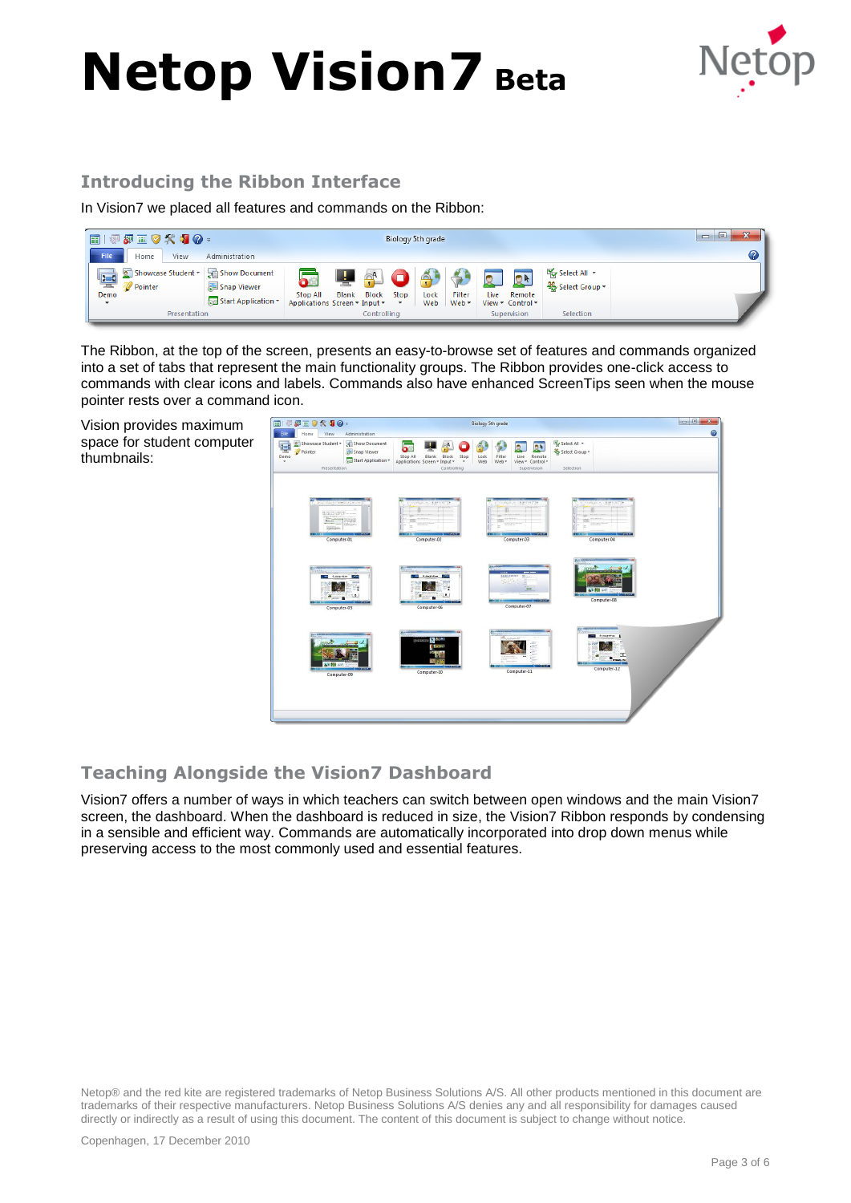# Netop Vision7 Beta

## Introducing the Ribbon Interface

In Vision7 we placed all features and commands on the Ribbon:

The Ribbon, at the top of the screen, presents an easy-to-browse set of features and commands organized into a set of tabs that represent the main functionality groups. The Ribbon provides one-click access to commands with clear icons and labels. Commands also have enhanced ScreenTips seen when the mouse pointer rests over a command icon.

Vision provides maximum space for student computer thumbnails:

## Teaching Alongside the Vision7 Dashboard

Vision7 offers a number of ways in which teachers can switch between open windows and the main Vision7 screen, the dashboard. When the dashboard is reduced in size, the Vision7 Ribbon responds by condensing in a sensible and efficient way. Commands are automatically incorporated into drop down menus while preserving access to the most commonly used and essential features.

Netop® and the red kite are registered trademarks of Netop Business Solutions A/S. All other products mentioned in this document are trademarks of their respective manufacturers. Netop Business Solutions A/S denies any and all responsibility for damages caused directly or indirectly as a result of using this document. The content of this document is subject to change without notice.

Copenhagen, 17 December 2010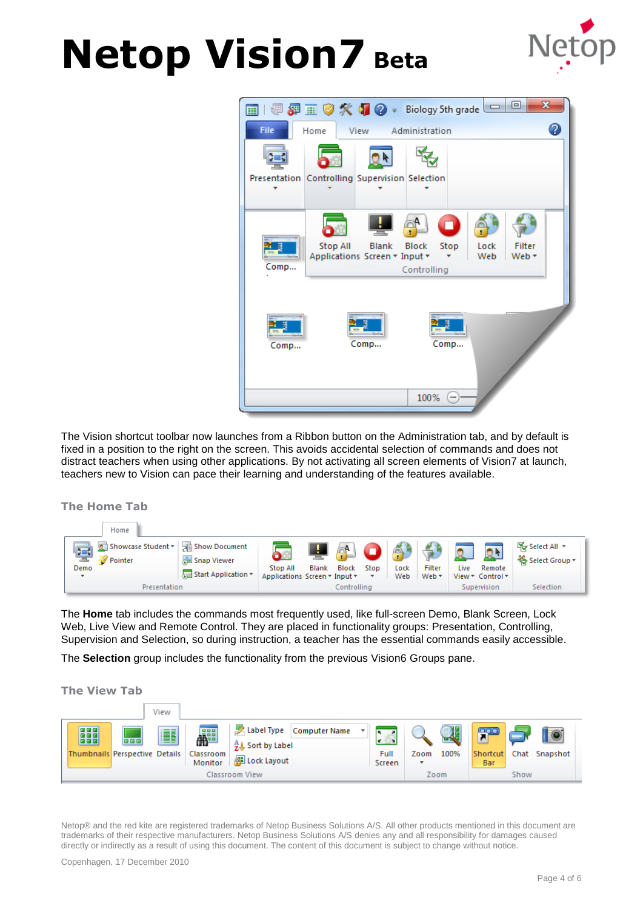# Netop Vision7 Beta

The Vision shortcut toolbar now launches from a Ribbon button on the Administration tab, and by default is fixed in a position to the right on the screen. This avoids accidental selection of commands and does not distract teachers when using other applications. By not activating all screen elements of Vision7 at launch, teachers new to Vision can pace their learning and understanding of the features available.

## The Home Tab

The **Home** tab includes the commands most frequently used, like full-screen Demo, Blank Screen, Lock Web, Live View and Remote Control. They are placed in functionality groups: Presentation, Controlling, Supervision and Selection, so during instruction, a teacher has the essential commands easily accessible.

The **Selection** group includes the functionality from the previous Vision6 Groups pane.

## The View Tab

Netop® and the red kite are registered trademarks of Netop Business Solutions A/S. All other products mentioned in this document are trademarks of their respective manufacturers. Netop Business Solutions A/S denies any and all responsibility for damages caused directly or indirectly as a result of using this document. The content of this document is subject to change without notice.

Copenhagen, 17 December 2010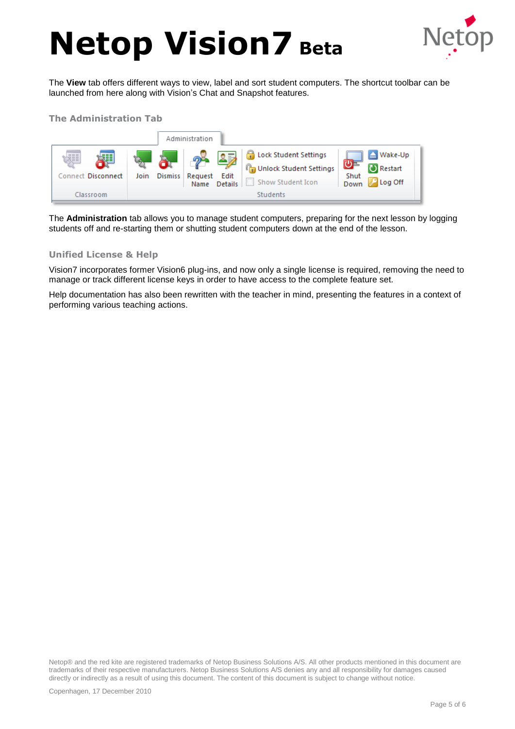The **View** tab offers different ways to view, label and sort student computers. The shortcut toolbar can be launched from here along with Vision's Chat and Snapshot features.

### The Administration Tab

The **Administration** tab allows you to manage student computers, preparing for the next lesson by logging students off and re-starting them or shutting student computers down at the end of the lesson.

### Unified License & Help

Vision7 incorporates former Vision6 plug-ins, and now only a single license is required, removing the need to manage or track different license keys in order to have access to the complete feature set.

Help documentation has also been rewritten with the teacher in mind, presenting the features in a context of performing various teaching actions.

Netop® and the red kite are registered trademarks of Netop Business Solutions A/S. All other products mentioned in this document are trademarks of their respective manufacturers. Netop Business Solutions A/S denies any and all responsibility for damages caused directly or indirectly as a result of using this document. The content of this document is subject to change without notice.

Copenhagen, 17 December 2010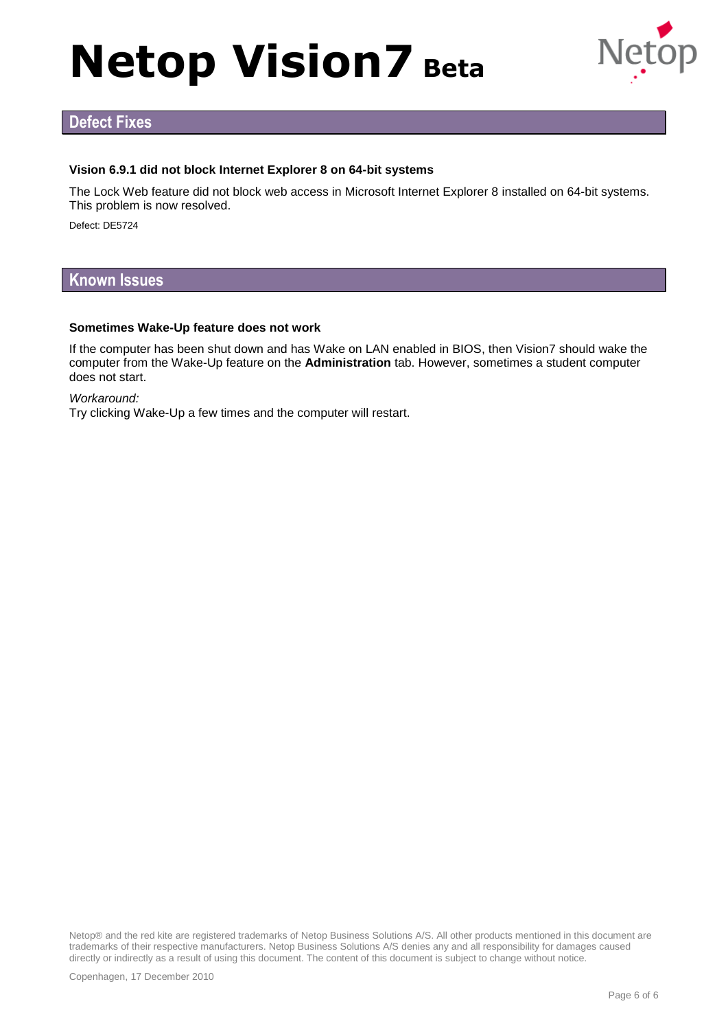## Defect Fixes

**Vision 6.9.1 did not block Internet Explorer 8 on 64-bit systems**

The Lock Web feature did not block web access in Microsoft Internet Explorer 8 installed on 64-bit systems. This problem is now resolved.

Defect: DE5724

## Known Issues

**Sometimes Wake-Up feature does not work**

If the computer has been shut down and has Wake on LAN enabled in BIOS, then Vision7 should wake the computer from the Wake-Up feature on the **Administration** tab. However, sometimes a student computer does not start.

*Workaround:*
Try clicking Wake-Up a few times and the computer will restart.

Netop® and the red kite are registered trademarks of Netop Business Solutions A/S. All other products mentioned in this document are trademarks of their respective manufacturers. Netop Business Solutions A/S denies any and all responsibility for damages caused directly or indirectly as a result of using this document. The content of this document is subject to change without notice.

Copenhagen, 17 December 2010